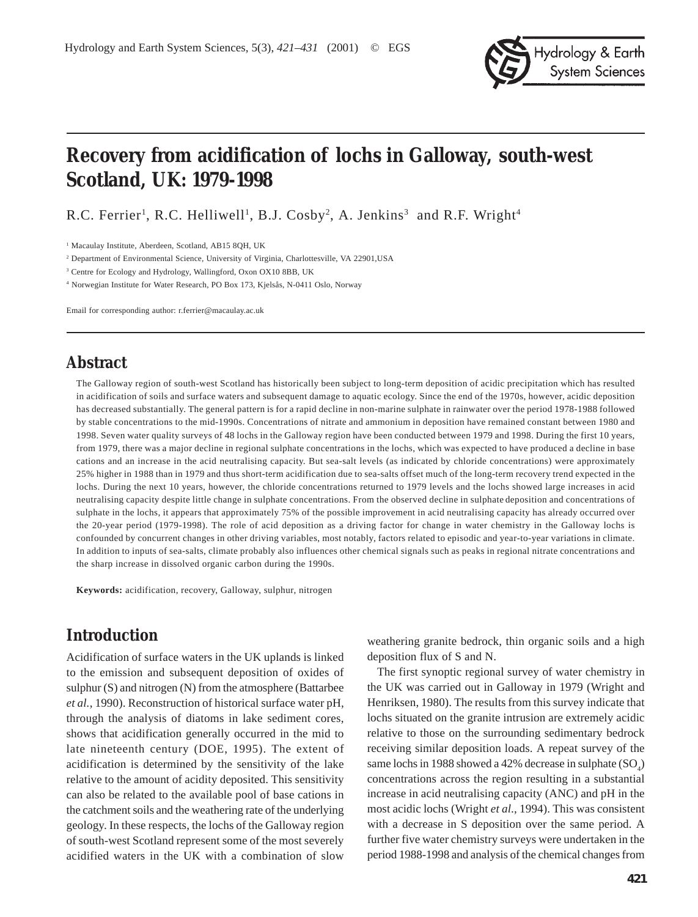# Recovery from acidification of lochs in Galloway, south-west Scotland, UK: 1979-1998

R.C. Ferrier[1], R.C. Helliwell[1], B.J. Cosby[2], A. Jenkins[3] and R.F. Wright[4]

[1] Macaulay Institute, Aberdeen, Scotland, AB15 8QH, UK

[2] Department of Environmental Science, University of Virginia, Charlottesville, VA 22901,USA

[3] Centre for Ecology and Hydrology, Wallingford, Oxon OX10 8BB, UK

[4] Norwegian Institute for Water Research, PO Box 173, Kjelsås, N-0411 Oslo, Norway

Email for corresponding author: r.ferrier@macaulay.ac.uk

## Abstract

The Galloway region of south-west Scotland has historically been subject to long-term deposition of acidic precipitation which has resulted in acidification of soils and surface waters and subsequent damage to aquatic ecology. Since the end of the 1970s, however, acidic deposition has decreased substantially. The general pattern is for a rapid decline in non-marine sulphate in rainwater over the period 1978-1988 followed by stable concentrations to the mid-1990s. Concentrations of nitrate and ammonium in deposition have remained constant between 1980 and 1998. Seven water quality surveys of 48 lochs in the Galloway region have been conducted between 1979 and 1998. During the first 10 years, from 1979, there was a major decline in regional sulphate concentrations in the lochs, which was expected to have produced a decline in base cations and an increase in the acid neutralising capacity. But sea-salt levels (as indicated by chloride concentrations) were approximately 25% higher in 1988 than in 1979 and thus short-term acidification due to sea-salts offset much of the long-term recovery trend expected in the lochs. During the next 10 years, however, the chloride concentrations returned to 1979 levels and the lochs showed large increases in acid neutralising capacity despite little change in sulphate concentrations. From the observed decline in sulphate deposition and concentrations of sulphate in the lochs, it appears that approximately 75% of the possible improvement in acid neutralising capacity has already occurred over the 20-year period (1979-1998). The role of acid deposition as a driving factor for change in water chemistry in the Galloway lochs is confounded by concurrent changes in other driving variables, most notably, factors related to episodic and year-to-year variations in climate. In addition to inputs of sea-salts, climate probably also influences other chemical signals such as peaks in regional nitrate concentrations and the sharp increase in dissolved organic carbon during the 1990s.

**Keywords:** acidification, recovery, Galloway, sulphur, nitrogen

## Introduction

Acidification of surface waters in the UK uplands is linked to the emission and subsequent deposition of oxides of sulphur (S) and nitrogen (N) from the atmosphere (Battarbee *et al.*, 1990). Reconstruction of historical surface water pH, through the analysis of diatoms in lake sediment cores, shows that acidification generally occurred in the mid to late nineteenth century (DOE, 1995). The extent of acidification is determined by the sensitivity of the lake relative to the amount of acidity deposited. This sensitivity can also be related to the available pool of base cations in the catchment soils and the weathering rate of the underlying geology. In these respects, the lochs of the Galloway region of south-west Scotland represent some of the most severely acidified waters in the UK with a combination of slow weathering granite bedrock, thin organic soils and a high deposition flux of S and N.

The first synoptic regional survey of water chemistry in the UK was carried out in Galloway in 1979 (Wright and Henriksen, 1980). The results from this survey indicate that lochs situated on the granite intrusion are extremely acidic relative to those on the surrounding sedimentary bedrock receiving similar deposition loads. A repeat survey of the same lochs in 1988 showed a 42% decrease in sulphate ($SO_4$) concentrations across the region resulting in a substantial increase in acid neutralising capacity (ANC) and pH in the most acidic lochs (Wright *et al.*, 1994). This was consistent with a decrease in S deposition over the same period. A further five water chemistry surveys were undertaken in the period 1988-1998 and analysis of the chemical changes from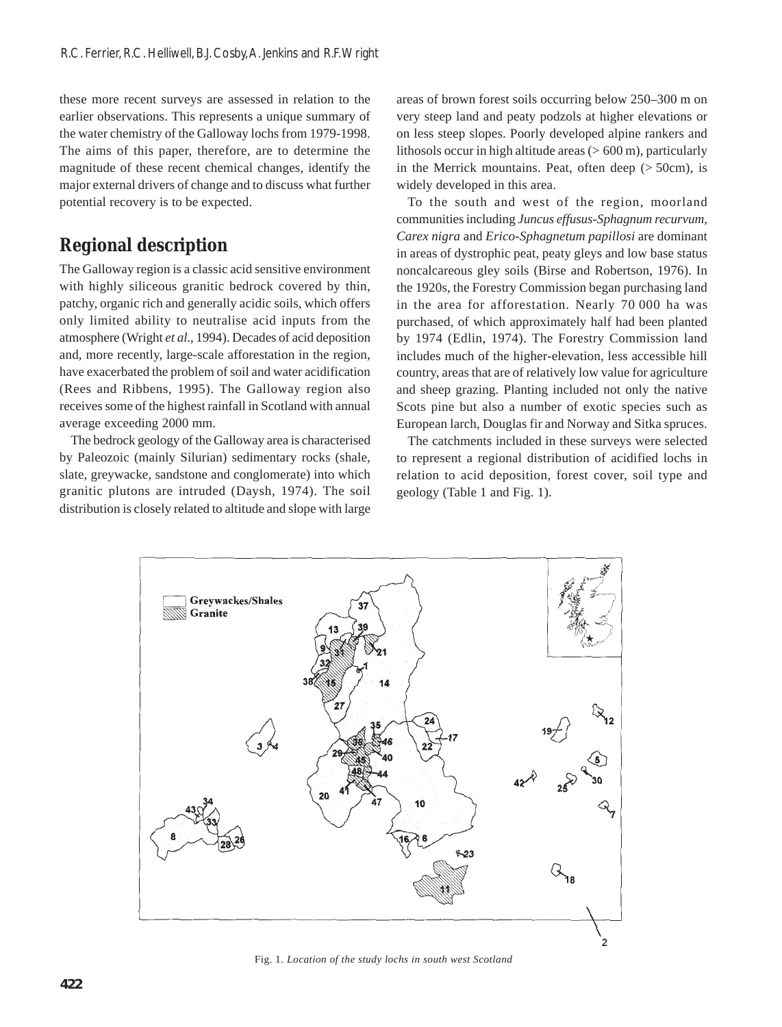these more recent surveys are assessed in relation to the earlier observations. This represents a unique summary of the water chemistry of the Galloway lochs from 1979-1998. The aims of this paper, therefore, are to determine the magnitude of these recent chemical changes, identify the major external drivers of change and to discuss what further potential recovery is to be expected.

## Regional description

The Galloway region is a classic acid sensitive environment with highly siliceous granitic bedrock covered by thin, patchy, organic rich and generally acidic soils, which offers only limited ability to neutralise acid inputs from the atmosphere (Wright *et al*., 1994). Decades of acid deposition and, more recently, large-scale afforestation in the region, have exacerbated the problem of soil and water acidification (Rees and Ribbens, 1995). The Galloway region also receives some of the highest rainfall in Scotland with annual average exceeding 2000 mm.

The bedrock geology of the Galloway area is characterised by Paleozoic (mainly Silurian) sedimentary rocks (shale, slate, greywacke, sandstone and conglomerate) into which granitic plutons are intruded (Daysh, 1974). The soil distribution is closely related to altitude and slope with large areas of brown forest soils occurring below 250–300 m on very steep land and peaty podzols at higher elevations or on less steep slopes. Poorly developed alpine rankers and lithosols occur in high altitude areas (> 600 m), particularly in the Merrick mountains. Peat, often deep (> 50cm), is widely developed in this area.

To the south and west of the region, moorland communities including *Juncus effusus-Sphagnum recurvum*, *Carex nigra* and *Erico-Sphagnetum papillosi* are dominant in areas of dystrophic peat, peaty gleys and low base status noncalcareous gley soils (Birse and Robertson, 1976). In the 1920s, the Forestry Commission began purchasing land in the area for afforestation. Nearly 70 000 ha was purchased, of which approximately half had been planted by 1974 (Edlin, 1974). The Forestry Commission land includes much of the higher-elevation, less accessible hill country, areas that are of relatively low value for agriculture and sheep grazing. Planting included not only the native Scots pine but also a number of exotic species such as European larch, Douglas fir and Norway and Sitka spruces.

The catchments included in these surveys were selected to represent a regional distribution of acidified lochs in relation to acid deposition, forest cover, soil type and geology (Table 1 and Fig. 1).

Fig. 1. *Location of the study lochs in south west Scotland*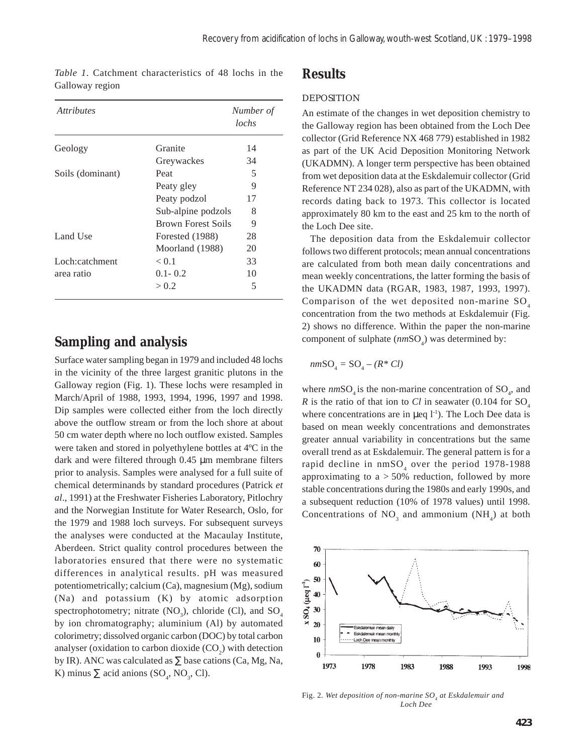*Table 1.* Catchment characteristics of 48 lochs in the Galloway region

| *Attributes* | | *Number of lochs* |
|---|---|---|
| Geology | Granite | 14 |
| | Greywackes | 34 |
| Soils (dominant) | Peat | 5 |
| | Peaty gley | 9 |
| | Peaty podzol | 17 |
| | Sub-alpine podzols | 8 |
| | Brown Forest Soils | 9 |
| Land Use | Forested (1988) | 28 |
| | Moorland (1988) | 20 |
| Loch:catchment area ratio | < 0.1 | 33 |
| | 0.1- 0.2 | 10 |
| | > 0.2 | 5 |

## Sampling and analysis

Surface water sampling began in 1979 and included 48 lochs in the vicinity of the three largest granitic plutons in the Galloway region (Fig. 1). These lochs were resampled in March/April of 1988, 1993, 1994, 1996, 1997 and 1998. Dip samples were collected either from the loch directly above the outflow stream or from the loch shore at about 50 cm water depth where no loch outflow existed. Samples were taken and stored in polyethylene bottles at 4ºC in the dark and were filtered through 0.45 µm membrane filters prior to analysis. Samples were analysed for a full suite of chemical determinands by standard procedures (Patrick *et al*., 1991) at the Freshwater Fisheries Laboratory, Pitlochry and the Norwegian Institute for Water Research, Oslo, for the 1979 and 1988 loch surveys. For subsequent surveys the analyses were conducted at the Macaulay Institute, Aberdeen. Strict quality control procedures between the laboratories ensured that there were no systematic differences in analytical results. pH was measured potentiometrically; calcium (Ca), magnesium (Mg), sodium (Na) and potassium (K) by atomic adsorption spectrophotometry; nitrate ($NO_3$), chloride (Cl), and $SO_4$ by ion chromatography; aluminium (Al) by automated colorimetry; dissolved organic carbon (DOC) by total carbon analyser (oxidation to carbon dioxide ($CO_2$) with detection by IR). ANC was calculated as ∑ base cations (Ca, Mg, Na, K) minus ∑ acid anions ($SO_4$, $NO_3$, Cl).

## Results

### DEPOSITION

An estimate of the changes in wet deposition chemistry to the Galloway region has been obtained from the Loch Dee collector (Grid Reference NX 468 779) established in 1982 as part of the UK Acid Deposition Monitoring Network (UKADMN). A longer term perspective has been obtained from wet deposition data at the Eskdalemuir collector (Grid Reference NT 234 028), also as part of the UKADMN, with records dating back to 1973. This collector is located approximately 80 km to the east and 25 km to the north of the Loch Dee site.

The deposition data from the Eskdalemuir collector follows two different protocols; mean annual concentrations are calculated from both mean daily concentrations and mean weekly concentrations, the latter forming the basis of the UKADMN data (RGAR, 1983, 1987, 1993, 1997). Comparison of the wet deposited non-marine $SO_4$ concentration from the two methods at Eskdalemuir (Fig. 2) shows no difference. Within the paper the non-marine component of sulphate ($nmSO_4$) was determined by:

$$nmSO_4 = SO_4 - (R^* Cl)$$

where $nmSO_4$ is the non-marine concentration of $SO_4$, and *R* is the ratio of that ion to *Cl* in seawater (0.104 for $SO_4$ where concentrations are in µeq $l^{-1}$). The Loch Dee data is based on mean weekly concentrations and demonstrates greater annual variability in concentrations but the same overall trend as at Eskdalemuir. The general pattern is for a rapid decline in $nmSO_4$ over the period 1978-1988 approximating to a > 50% reduction, followed by more stable concentrations during the 1980s and early 1990s, and a subsequent reduction (10% of 1978 values) until 1998. Concentrations of $NO_3$ and ammonium ($NH_4$) at both

Fig. 2. *Wet deposition of non-marine $SO_4$ at Eskdalemuir and Loch Dee*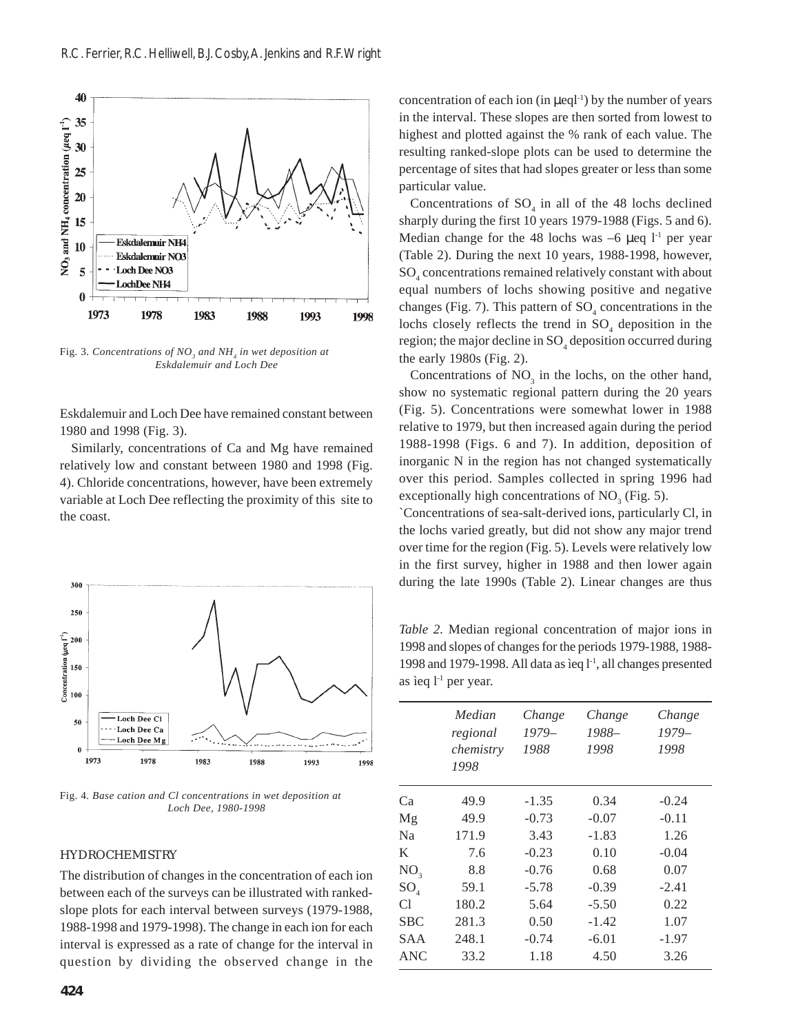Fig. 3. *Concentrations of $NO_3$ and $NH_4$ in wet deposition at Eskdalemuir and Loch Dee*

Eskdalemuir and Loch Dee have remained constant between 1980 and 1998 (Fig. 3).

Similarly, concentrations of Ca and Mg have remained relatively low and constant between 1980 and 1998 (Fig. 4). Chloride concentrations, however, have been extremely variable at Loch Dee reflecting the proximity of this site to the coast.

Fig. 4. *Base cation and Cl concentrations in wet deposition at Loch Dee, 1980-1998*

## HYDROCHEMISTRY

The distribution of changes in the concentration of each ion between each of the surveys can be illustrated with ranked-slope plots for each interval between surveys (1979-1988, 1988-1998 and 1979-1998). The change in each ion for each interval is expressed as a rate of change for the interval in question by dividing the observed change in the concentration of each ion (in μeql$^{-1}$) by the number of years in the interval. These slopes are then sorted from lowest to highest and plotted against the % rank of each value. The resulting ranked-slope plots can be used to determine the percentage of sites that had slopes greater or less than some particular value.

Concentrations of $SO_4$ in all of the 48 lochs declined sharply during the first 10 years 1979-1988 (Figs. 5 and 6). Median change for the 48 lochs was –6 μeq l$^{-1}$ per year (Table 2). During the next 10 years, 1988-1998, however, $SO_4$ concentrations remained relatively constant with about equal numbers of lochs showing positive and negative changes (Fig. 7). This pattern of $SO_4$ concentrations in the lochs closely reflects the trend in $SO_4$ deposition in the region; the major decline in $SO_4$ deposition occurred during the early 1980s (Fig. 2).

Concentrations of $NO_3$ in the lochs, on the other hand, show no systematic regional pattern during the 20 years (Fig. 5). Concentrations were somewhat lower in 1988 relative to 1979, but then increased again during the period 1988-1998 (Figs. 6 and 7). In addition, deposition of inorganic N in the region has not changed systematically over this period. Samples collected in spring 1996 had exceptionally high concentrations of $NO_3$ (Fig. 5).

`Concentrations of sea-salt-derived ions, particularly Cl, in the lochs varied greatly, but did not show any major trend over time for the region (Fig. 5). Levels were relatively low in the first survey, higher in 1988 and then lower again during the late 1990s (Table 2). Linear changes are thus

*Table 2.* Median regional concentration of major ions in 1998 and slopes of changes for the periods 1979-1988, 1988-1998 and 1979-1998. All data as ìeq l$^{-1}$, all changes presented as ìeq l$^{-1}$ per year.

| | *Median regional chemistry 1998* | *Change 1979–1988* | *Change 1988–1998* | *Change 1979–1998* |
|---|---|---|---|---|
| Ca | 49.9 | -1.35 | 0.34 | -0.24 |
| Mg | 49.9 | -0.73 | -0.07 | -0.11 |
| Na | 171.9 | 3.43 | -1.83 | 1.26 |
| K | 7.6 | -0.23 | 0.10 | -0.04 |
| $NO_3$ | 8.8 | -0.76 | 0.68 | 0.07 |
| $SO_4$ | 59.1 | -5.78 | -0.39 | -2.41 |
| Cl | 180.2 | 5.64 | -5.50 | 0.22 |
| SBC | 281.3 | 0.50 | -1.42 | 1.07 |
| SAA | 248.1 | -0.74 | -6.01 | -1.97 |
| ANC | 33.2 | 1.18 | 4.50 | 3.26 |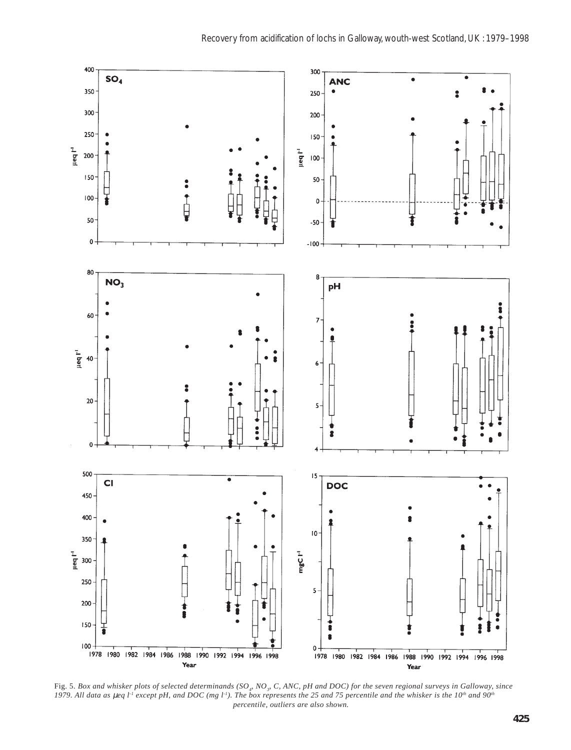Fig. 5. *Box and whisker plots of selected determinands ($SO_4$, $NO_3$, C, ANC, pH and DOC) for the seven regional surveys in Galloway, since 1979. All data as $\mu eq\ l^{-1}$ except pH, and DOC (mg $l^{-1}$). The box represents the 25 and 75 percentile and the whisker is the $10^{th}$ and $90^{th}$ percentile, outliers are also shown.*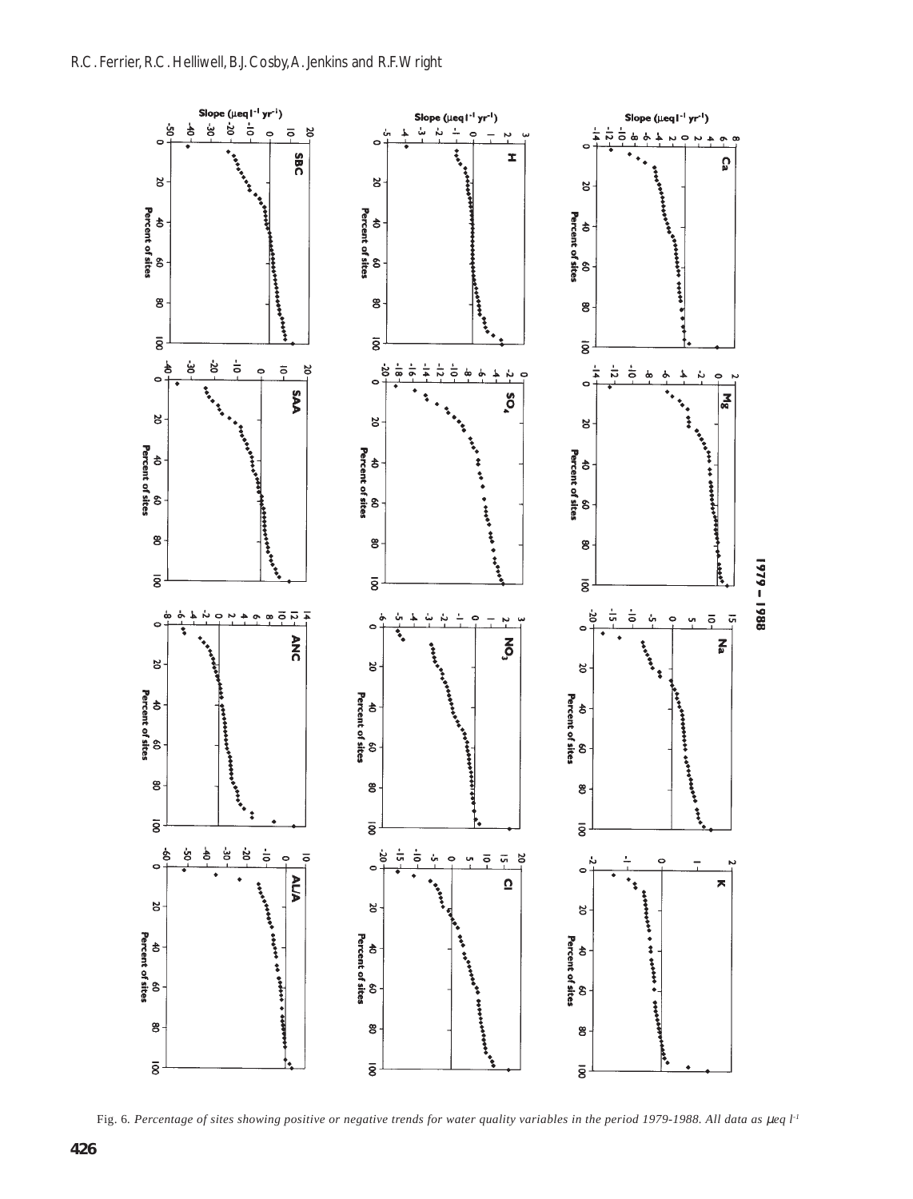Fig. 6. *Percentage of sites showing positive or negative trends for water quality variables in the period 1979-1988. All data as μeq l*[-1]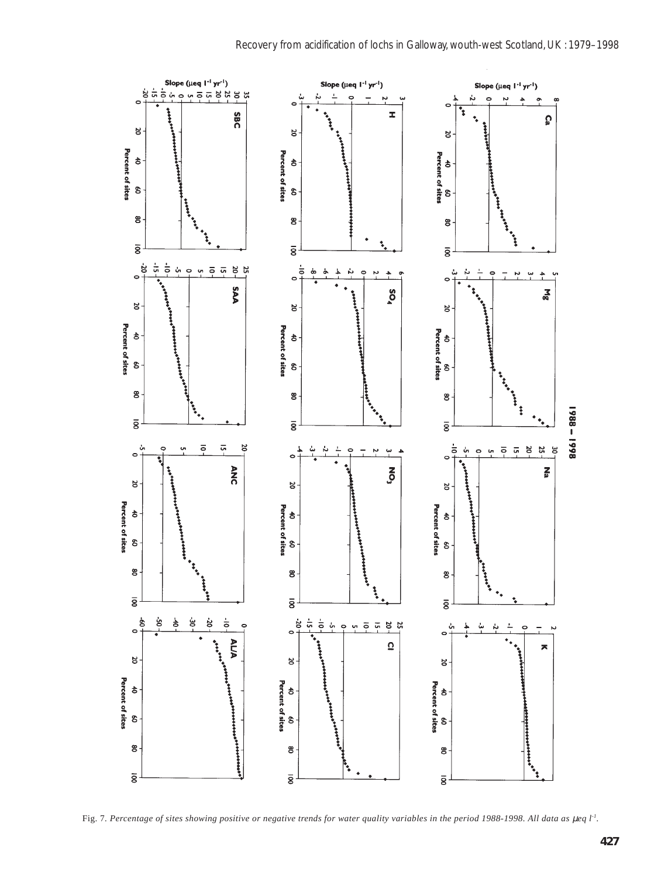Fig. 7. *Percentage of sites showing positive or negative trends for water quality variables in the period 1988-1998. All data as μeq l⁻¹.*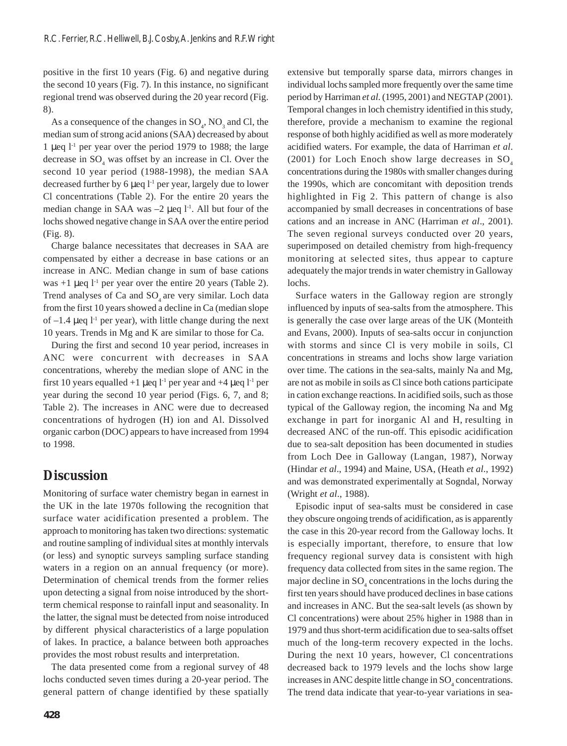positive in the first 10 years (Fig. 6) and negative during the second 10 years (Fig. 7). In this instance, no significant regional trend was observed during the 20 year record (Fig. 8).

As a consequence of the changes in $SO_4$, $NO_3$ and Cl, the median sum of strong acid anions (SAA) decreased by about 1 μeq $l^{-1}$ per year over the period 1979 to 1988; the large decrease in $SO_4$ was offset by an increase in Cl. Over the second 10 year period (1988-1998), the median SAA decreased further by 6 μeq $l^{-1}$ per year, largely due to lower Cl concentrations (Table 2). For the entire 20 years the median change in SAA was –2 μeq $l^{-1}$. All but four of the lochs showed negative change in SAA over the entire period (Fig. 8).

Charge balance necessitates that decreases in SAA are compensated by either a decrease in base cations or an increase in ANC. Median change in sum of base cations was +1 μeq $l^{-1}$ per year over the entire 20 years (Table 2). Trend analyses of Ca and $SO_4$ are very similar. Loch data from the first 10 years showed a decline in Ca (median slope of –1.4 μeq $l^{-1}$ per year), with little change during the next 10 years. Trends in Mg and K are similar to those for Ca.

During the first and second 10 year period, increases in ANC were concurrent with decreases in SAA concentrations, whereby the median slope of ANC in the first 10 years equalled +1 μeq $l^{-1}$ per year and +4 μeq $l^{-1}$ per year during the second 10 year period (Figs. 6, 7, and 8; Table 2). The increases in ANC were due to decreased concentrations of hydrogen (H) ion and Al. Dissolved organic carbon (DOC) appears to have increased from 1994 to 1998.

## Discussion

Monitoring of surface water chemistry began in earnest in the UK in the late 1970s following the recognition that surface water acidification presented a problem. The approach to monitoring has taken two directions: systematic and routine sampling of individual sites at monthly intervals (or less) and synoptic surveys sampling surface standing waters in a region on an annual frequency (or more). Determination of chemical trends from the former relies upon detecting a signal from noise introduced by the short-term chemical response to rainfall input and seasonality. In the latter, the signal must be detected from noise introduced by different physical characteristics of a large population of lakes. In practice, a balance between both approaches provides the most robust results and interpretation.

The data presented come from a regional survey of 48 lochs conducted seven times during a 20-year period. The general pattern of change identified by these spatially extensive but temporally sparse data, mirrors changes in individual lochs sampled more frequently over the same time period by Harriman *et al.* (1995, 2001) and NEGTAP (2001). Temporal changes in loch chemistry identified in this study, therefore, provide a mechanism to examine the regional response of both highly acidified as well as more moderately acidified waters. For example, the data of Harriman *et al.* (2001) for Loch Enoch show large decreases in $SO_4$ concentrations during the 1980s with smaller changes during the 1990s, which are concomitant with deposition trends highlighted in Fig 2. This pattern of change is also accompanied by small decreases in concentrations of base cations and an increase in ANC (Harriman *et al*., 2001). The seven regional surveys conducted over 20 years, superimposed on detailed chemistry from high-frequency monitoring at selected sites, thus appear to capture adequately the major trends in water chemistry in Galloway lochs.

Surface waters in the Galloway region are strongly influenced by inputs of sea-salts from the atmosphere. This is generally the case over large areas of the UK (Monteith and Evans, 2000). Inputs of sea-salts occur in conjunction with storms and since Cl is very mobile in soils, Cl concentrations in streams and lochs show large variation over time. The cations in the sea-salts, mainly Na and Mg, are not as mobile in soils as Cl since both cations participate in cation exchange reactions. In acidified soils, such as those typical of the Galloway region, the incoming Na and Mg exchange in part for inorganic Al and H, resulting in decreased ANC of the run-off. This episodic acidification due to sea-salt deposition has been documented in studies from Loch Dee in Galloway (Langan, 1987), Norway (Hindar *et al*., 1994) and Maine, USA, (Heath *et al*., 1992) and was demonstrated experimentally at Sogndal, Norway (Wright *et al*., 1988).

Episodic input of sea-salts must be considered in case they obscure ongoing trends of acidification, as is apparently the case in this 20-year record from the Galloway lochs. It is especially important, therefore, to ensure that low frequency regional survey data is consistent with high frequency data collected from sites in the same region. The major decline in $SO_4$ concentrations in the lochs during the first ten years should have produced declines in base cations and increases in ANC. But the sea-salt levels (as shown by Cl concentrations) were about 25% higher in 1988 than in 1979 and thus short-term acidification due to sea-salts offset much of the long-term recovery expected in the lochs. During the next 10 years, however, Cl concentrations decreased back to 1979 levels and the lochs show large increases in ANC despite little change in $SO_4$ concentrations. The trend data indicate that year-to-year variations in sea-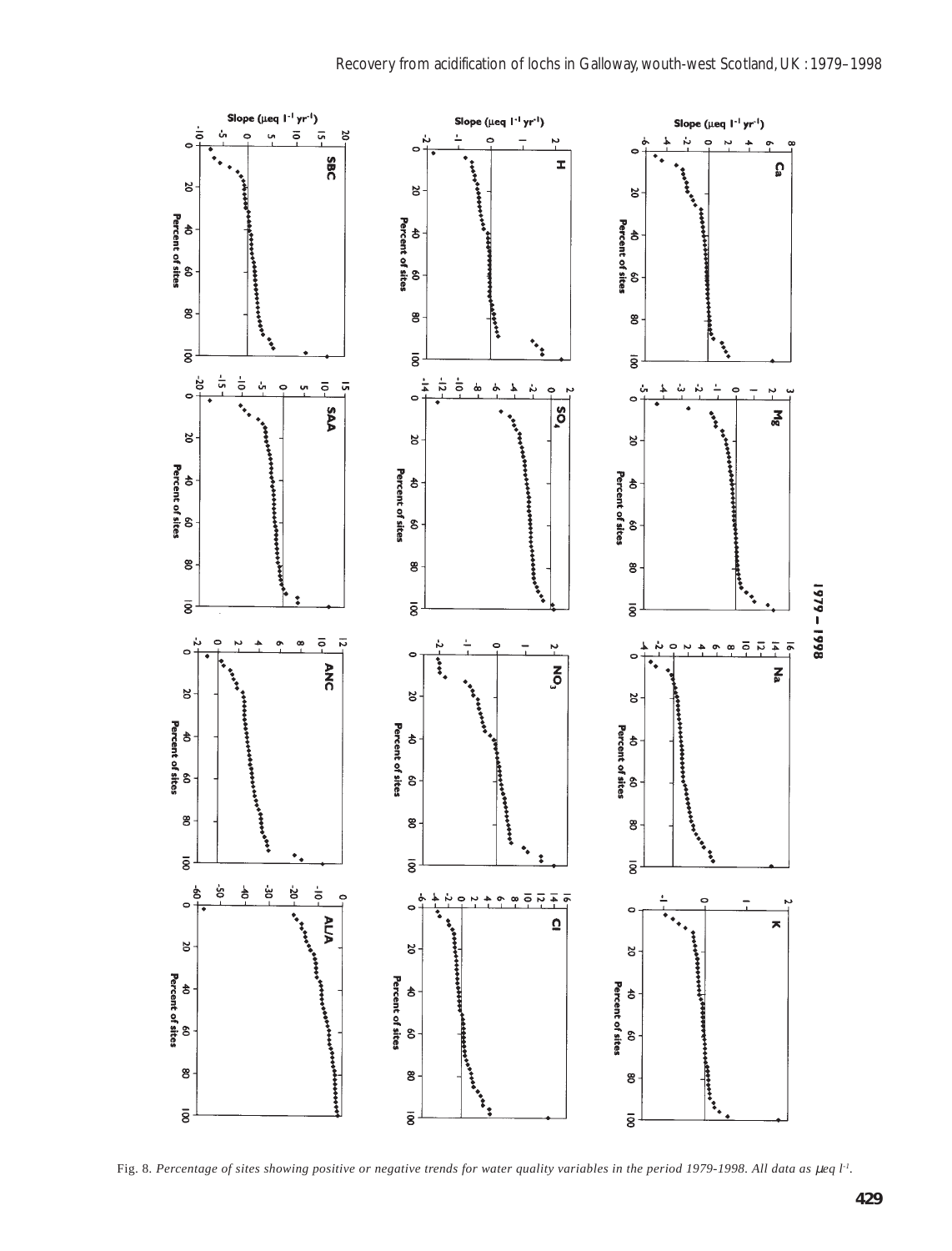Fig. 8. *Percentage of sites showing positive or negative trends for water quality variables in the period 1979-1998. All data as μeq l⁻¹.*

Fig. 8. *Percentage of sites showing positive or negative trends for water quality variables in the period 1979-1998. All data as* $\mu eq\ l^{-1}$.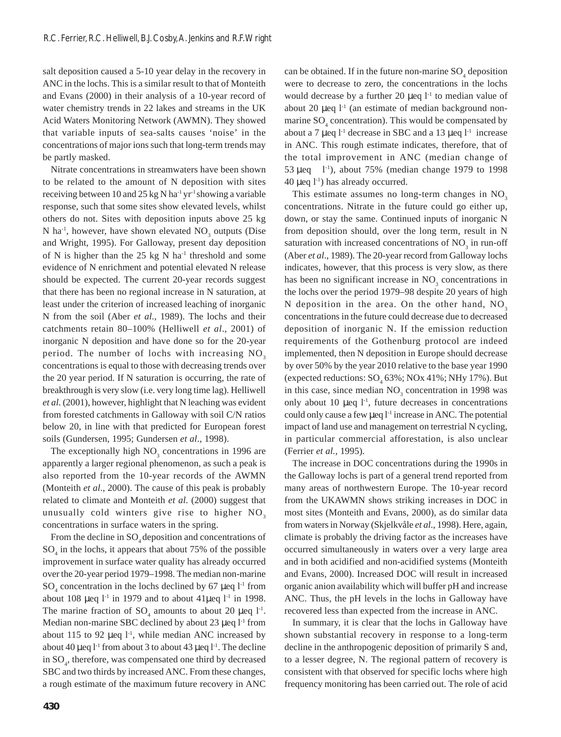salt deposition caused a 5-10 year delay in the recovery in ANC in the lochs. This is a similar result to that of Monteith and Evans (2000) in their analysis of a 10-year record of water chemistry trends in 22 lakes and streams in the UK Acid Waters Monitoring Network (AWMN). They showed that variable inputs of sea-salts causes 'noise' in the concentrations of major ions such that long-term trends may be partly masked.

Nitrate concentrations in streamwaters have been shown to be related to the amount of N deposition with sites receiving between 10 and 25 kg N $ha^{-1}$ $yr^{-1}$ showing a variable response, such that some sites show elevated levels, whilst others do not. Sites with deposition inputs above 25 kg N $ha^{-1}$, however, have shown elevated $NO_3$ outputs (Dise and Wright, 1995). For Galloway, present day deposition of N is higher than the 25 kg N $ha^{-1}$ threshold and some evidence of N enrichment and potential elevated N release should be expected. The current 20-year records suggest that there has been no regional increase in N saturation, at least under the criterion of increased leaching of inorganic N from the soil (Aber *et al*., 1989). The lochs and their catchments retain 80–100% (Helliwell *et al*., 2001) of inorganic N deposition and have done so for the 20-year period. The number of lochs with increasing $NO_3$ concentrations is equal to those with decreasing trends over the 20 year period. If N saturation is occurring, the rate of breakthrough is very slow (i.e. very long time lag). Helliwell *et al*. (2001), however, highlight that N leaching was evident from forested catchments in Galloway with soil C/N ratios below 20, in line with that predicted for European forest soils (Gundersen, 1995; Gundersen *et al*., 1998).

The exceptionally high $NO_3$ concentrations in 1996 are apparently a larger regional phenomenon, as such a peak is also reported from the 10-year records of the AWMN (Monteith *et al*., 2000). The cause of this peak is probably related to climate and Monteith *et al.* (2000) suggest that unusually cold winters give rise to higher $NO_3$ concentrations in surface waters in the spring.

From the decline in $SO_4$ deposition and concentrations of $SO_4$ in the lochs, it appears that about 75% of the possible improvement in surface water quality has already occurred over the 20-year period 1979–1998. The median non-marine $SO_4$ concentration in the lochs declined by 67 μeq $l^{-1}$ from about 108 μeq $l^{-1}$ in 1979 and to about 41μeq $l^{-1}$ in 1998. The marine fraction of $SO_4$ amounts to about 20 μeq $l^{-1}$. Median non-marine SBC declined by about 23 μeq $l^{-1}$ from about 115 to 92 μeq $l^{-1}$, while median ANC increased by about 40 μeq $l^{-1}$ from about 3 to about 43 μeq $l^{-1}$. The decline in $SO_4$, therefore, was compensated one third by decreased SBC and two thirds by increased ANC. From these changes, a rough estimate of the maximum future recovery in ANC can be obtained. If in the future non-marine $SO_4$ deposition were to decrease to zero, the concentrations in the lochs would decrease by a further 20 μeq $l^{-1}$ to median value of about 20 μeq $l^{-1}$ (an estimate of median background non-marine $SO_4$ concentration). This would be compensated by about a 7 μeq $l^{-1}$ decrease in SBC and a 13 μeq $l^{-1}$ increase in ANC. This rough estimate indicates, therefore, that of the total improvement in ANC (median change of 53 μeq $l^{-1}$), about 75% (median change 1979 to 1998 40 μeq $l^{-1}$) has already occurred.

This estimate assumes no long-term changes in $NO_3$ concentrations. Nitrate in the future could go either up, down, or stay the same. Continued inputs of inorganic N from deposition should, over the long term, result in N saturation with increased concentrations of $NO_3$ in run-off (Aber *et al*., 1989). The 20-year record from Galloway lochs indicates, however, that this process is very slow, as there has been no significant increase in $NO_3$ concentrations in the lochs over the period 1979–98 despite 20 years of high N deposition in the area. On the other hand, $NO_3$ concentrations in the future could decrease due to decreased deposition of inorganic N. If the emission reduction requirements of the Gothenburg protocol are indeed implemented, then N deposition in Europe should decrease by over 50% by the year 2010 relative to the base year 1990 (expected reductions: $SO_4$ 63%; NOx 41%; NHy 17%). But in this case, since median $NO_3$ concentration in 1998 was only about 10 μeq $l^{-1}$, future decreases in concentrations could only cause a few μeq $l^{-1}$ increase in ANC. The potential impact of land use and management on terrestrial N cycling, in particular commercial afforestation, is also unclear (Ferrier *et al.*, 1995).

The increase in DOC concentrations during the 1990s in the Galloway lochs is part of a general trend reported from many areas of northwestern Europe. The 10-year record from the UKAWMN shows striking increases in DOC in most sites (Monteith and Evans, 2000), as do similar data from waters in Norway (Skjelkvåle *et al*., 1998). Here, again, climate is probably the driving factor as the increases have occurred simultaneously in waters over a very large area and in both acidified and non-acidified systems (Monteith and Evans, 2000). Increased DOC will result in increased organic anion availability which will buffer pH and increase ANC. Thus, the pH levels in the lochs in Galloway have recovered less than expected from the increase in ANC.

In summary, it is clear that the lochs in Galloway have shown substantial recovery in response to a long-term decline in the anthropogenic deposition of primarily S and, to a lesser degree, N. The regional pattern of recovery is consistent with that observed for specific lochs where high frequency monitoring has been carried out. The role of acid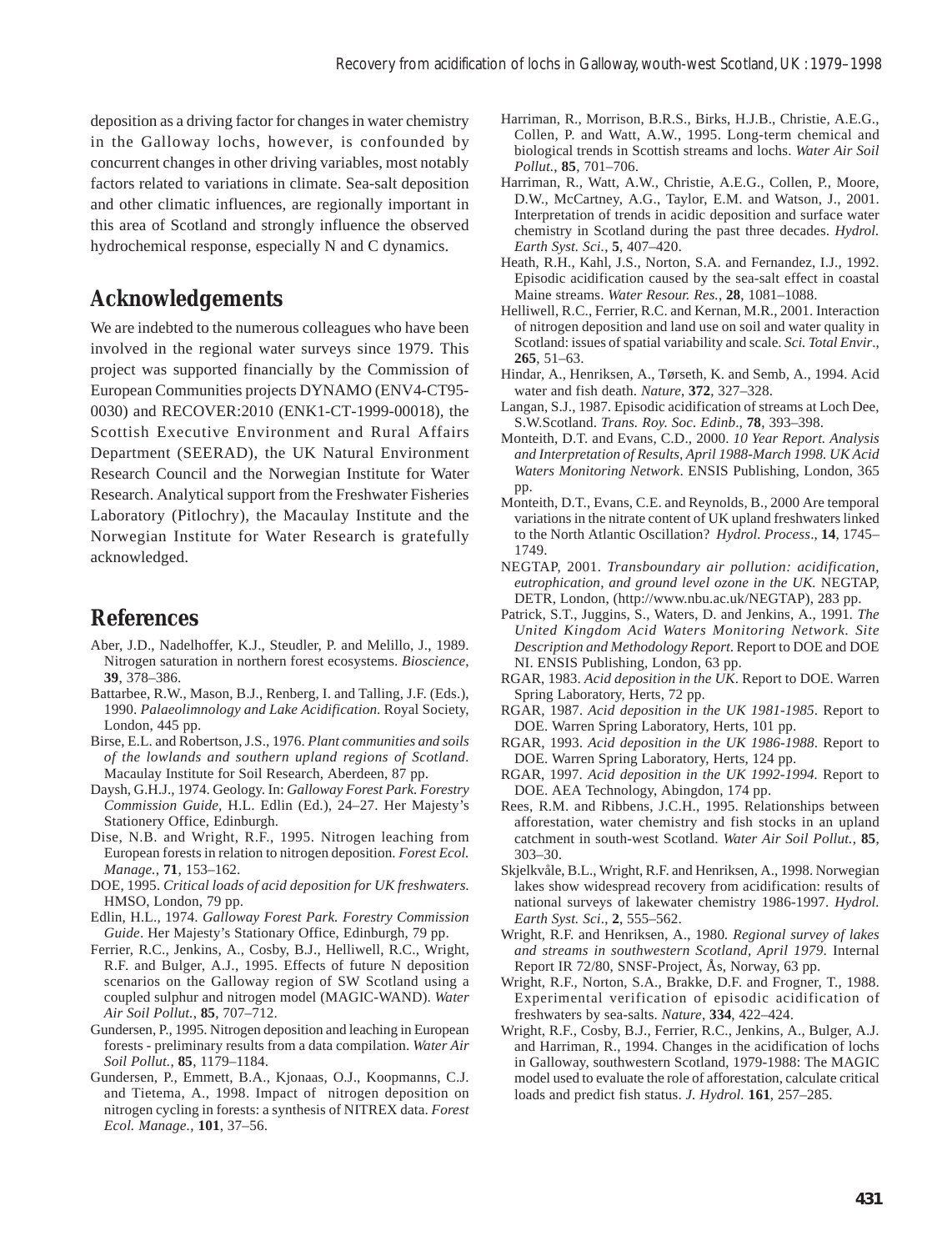deposition as a driving factor for changes in water chemistry in the Galloway lochs, however, is confounded by concurrent changes in other driving variables, most notably factors related to variations in climate. Sea-salt deposition and other climatic influences, are regionally important in this area of Scotland and strongly influence the observed hydrochemical response, especially N and C dynamics.

## Acknowledgements

We are indebted to the numerous colleagues who have been involved in the regional water surveys since 1979. This project was supported financially by the Commission of European Communities projects DYNAMO (ENV4-CT95-0030) and RECOVER:2010 (ENK1-CT-1999-00018), the Scottish Executive Environment and Rural Affairs Department (SEERAD), the UK Natural Environment Research Council and the Norwegian Institute for Water Research. Analytical support from the Freshwater Fisheries Laboratory (Pitlochry), the Macaulay Institute and the Norwegian Institute for Water Research is gratefully acknowledged.

## References

Aber, J.D., Nadelhoffer, K.J., Steudler, P. and Melillo, J., 1989. Nitrogen saturation in northern forest ecosystems. *Bioscience*, **39**, 378–386.

Battarbee, R.W., Mason, B.J., Renberg, I. and Talling, J.F. (Eds.), 1990. *Palaeolimnology and Lake Acidification.* Royal Society, London, 445 pp.

Birse, E.L. and Robertson, J.S., 1976. *Plant communities and soils of the lowlands and southern upland regions of Scotland*. Macaulay Institute for Soil Research, Aberdeen, 87 pp.

Daysh, G.H.J., 1974. Geology. In: *Galloway Forest Park. Forestry Commission Guide*, H.L. Edlin (Ed.), 24–27. Her Majesty's Stationery Office, Edinburgh.

Dise, N.B. and Wright, R.F., 1995. Nitrogen leaching from European forests in relation to nitrogen deposition. *Forest Ecol. Manage.*, **71**, 153–162.

DOE, 1995. *Critical loads of acid deposition for UK freshwaters*. HMSO, London, 79 pp.

Edlin, H.L., 1974. *Galloway Forest Park. Forestry Commission Guide*. Her Majesty's Stationary Office, Edinburgh, 79 pp.

Ferrier, R.C., Jenkins, A., Cosby, B.J., Helliwell, R.C., Wright, R.F. and Bulger, A.J., 1995. Effects of future N deposition scenarios on the Galloway region of SW Scotland using a coupled sulphur and nitrogen model (MAGIC-WAND). *Water Air Soil Pollut.*, **85**, 707–712.

Gundersen, P., 1995. Nitrogen deposition and leaching in European forests - preliminary results from a data compilation. *Water Air Soil Pollut.*, **85**, 1179–1184.

Gundersen, P., Emmett, B.A., Kjonaas, O.J., Koopmanns, C.J. and Tietema, A., 1998. Impact of nitrogen deposition on nitrogen cycling in forests: a synthesis of NITREX data. *Forest Ecol. Manage.*, **101**, 37–56.

Harriman, R., Morrison, B.R.S., Birks, H.J.B., Christie, A.E.G., Collen, P. and Watt, A.W., 1995. Long-term chemical and biological trends in Scottish streams and lochs. *Water Air Soil Pollut.*, **85**, 701–706.

Harriman, R., Watt, A.W., Christie, A.E.G., Collen, P., Moore, D.W., McCartney, A.G., Taylor, E.M. and Watson, J., 2001. Interpretation of trends in acidic deposition and surface water chemistry in Scotland during the past three decades. *Hydrol. Earth Syst. Sci.*, **5**, 407–420.

Heath, R.H., Kahl, J.S., Norton, S.A. and Fernandez, I.J., 1992. Episodic acidification caused by the sea-salt effect in coastal Maine streams. *Water Resour. Res.*, **28**, 1081–1088.

Helliwell, R.C., Ferrier, R.C. and Kernan, M.R., 2001. Interaction of nitrogen deposition and land use on soil and water quality in Scotland: issues of spatial variability and scale. *Sci. Total Envir*., **265**, 51–63.

Hindar, A., Henriksen, A., Tørseth, K. and Semb, A., 1994. Acid water and fish death. *Nature*, **372**, 327–328.

Langan, S.J., 1987. Episodic acidification of streams at Loch Dee, S.W.Scotland. *Trans. Roy. Soc. Edinb*., **78**, 393–398.

Monteith, D.T. and Evans, C.D., 2000. *10 Year Report. Analysis and Interpretation of Results, April 1988-March 1998. UK Acid Waters Monitoring Network*. ENSIS Publishing, London, 365 pp.

Monteith, D.T., Evans, C.E. and Reynolds, B., 2000 Are temporal variations in the nitrate content of UK upland freshwaters linked to the North Atlantic Oscillation? *Hydrol. Process*., **14**, 1745–1749.

NEGTAP, 2001. *Transboundary air pollution: acidification, eutrophication, and ground level ozone in the UK.* NEGTAP, DETR, London, (http://www.nbu.ac.uk/NEGTAP), 283 pp.

Patrick, S.T., Juggins, S., Waters, D. and Jenkins, A., 1991. *The United Kingdom Acid Waters Monitoring Network. Site Description and Methodology Report*. Report to DOE and DOE NI. ENSIS Publishing, London, 63 pp.

RGAR, 1983. *Acid deposition in the UK*. Report to DOE. Warren Spring Laboratory, Herts, 72 pp.

RGAR, 1987. *Acid deposition in the UK 1981-1985*. Report to DOE. Warren Spring Laboratory, Herts, 101 pp.

RGAR, 1993. *Acid deposition in the UK 1986-1988*. Report to DOE. Warren Spring Laboratory, Herts, 124 pp.

RGAR, 1997. *Acid deposition in the UK 1992-1994*. Report to DOE. AEA Technology, Abingdon, 174 pp.

Rees, R.M. and Ribbens, J.C.H., 1995. Relationships between afforestation, water chemistry and fish stocks in an upland catchment in south-west Scotland. *Water Air Soil Pollut.*, **85**, 303–30.

Skjelkvåle, B.L., Wright, R.F. and Henriksen, A., 1998. Norwegian lakes show widespread recovery from acidification: results of national surveys of lakewater chemistry 1986-1997. *Hydrol. Earth Syst. Sci*., **2**, 555–562.

Wright, R.F. and Henriksen, A., 1980. *Regional survey of lakes and streams in southwestern Scotland, April 1979*. Internal Report IR 72/80, SNSF-Project, Ås, Norway, 63 pp.

Wright, R.F., Norton, S.A., Brakke, D.F. and Frogner, T., 1988. Experimental verification of episodic acidification of freshwaters by sea-salts. *Nature*, **334**, 422–424.

Wright, R.F., Cosby, B.J., Ferrier, R.C., Jenkins, A., Bulger, A.J. and Harriman, R., 1994. Changes in the acidification of lochs in Galloway, southwestern Scotland, 1979-1988: The MAGIC model used to evaluate the role of afforestation, calculate critical loads and predict fish status. *J. Hydrol.* **161**, 257–285.